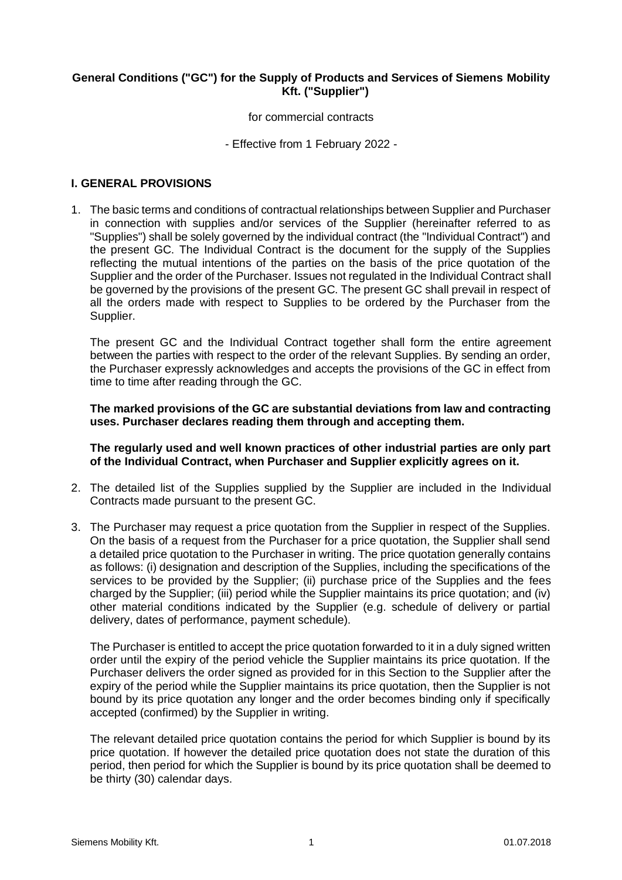**General Conditions ("GC") for the Supply of Products and Services of Siemens Mobility Kft. ("Supplier")**

for commercial contracts

- Effective from 1 February 2022 -

## I. GENERAL PROVISIONS

1. The basic terms and conditions of contractual relationships between Supplier and Purchaser in connection with supplies and/or services of the Supplier (hereinafter referred to as "Supplies") shall be solely governed by the individual contract (the "Individual Contract") and the present GC. The Individual Contract is the document for the supply of the Supplies reflecting the mutual intentions of the parties on the basis of the price quotation of the Supplier and the order of the Purchaser. Issues not regulated in the Individual Contract shall be governed by the provisions of the present GC. The present GC shall prevail in respect of all the orders made with respect to Supplies to be ordered by the Purchaser from the Supplier.

   The present GC and the Individual Contract together shall form the entire agreement between the parties with respect to the order of the relevant Supplies. By sending an order, the Purchaser expressly acknowledges and accepts the provisions of the GC in effect from time to time after reading through the GC.

   **The marked provisions of the GC are substantial deviations from law and contracting uses. Purchaser declares reading them through and accepting them.**

   **The regularly used and well known practices of other industrial parties are only part of the Individual Contract, when Purchaser and Supplier explicitly agrees on it.**

2. The detailed list of the Supplies supplied by the Supplier are included in the Individual Contracts made pursuant to the present GC.

3. The Purchaser may request a price quotation from the Supplier in respect of the Supplies. On the basis of a request from the Purchaser for a price quotation, the Supplier shall send a detailed price quotation to the Purchaser in writing. The price quotation generally contains as follows: (i) designation and description of the Supplies, including the specifications of the services to be provided by the Supplier; (ii) purchase price of the Supplies and the fees charged by the Supplier; (iii) period while the Supplier maintains its price quotation; and (iv) other material conditions indicated by the Supplier (e.g. schedule of delivery or partial delivery, dates of performance, payment schedule).

   The Purchaser is entitled to accept the price quotation forwarded to it in a duly signed written order until the expiry of the period vehicle the Supplier maintains its price quotation. If the Purchaser delivers the order signed as provided for in this Section to the Supplier after the expiry of the period while the Supplier maintains its price quotation, then the Supplier is not bound by its price quotation any longer and the order becomes binding only if specifically accepted (confirmed) by the Supplier in writing.

   The relevant detailed price quotation contains the period for which Supplier is bound by its price quotation. If however the detailed price quotation does not state the duration of this period, then period for which the Supplier is bound by its price quotation shall be deemed to be thirty (30) calendar days.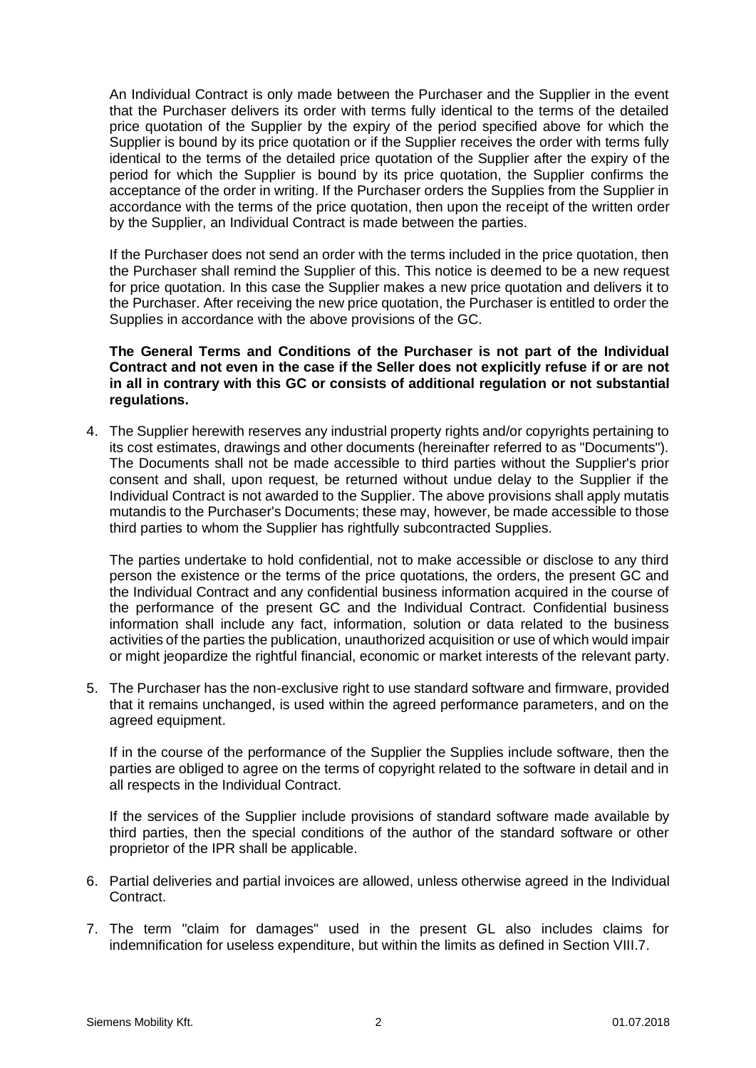An Individual Contract is only made between the Purchaser and the Supplier in the event that the Purchaser delivers its order with terms fully identical to the terms of the detailed price quotation of the Supplier by the expiry of the period specified above for which the Supplier is bound by its price quotation or if the Supplier receives the order with terms fully identical to the terms of the detailed price quotation of the Supplier after the expiry of the period for which the Supplier is bound by its price quotation, the Supplier confirms the acceptance of the order in writing. If the Purchaser orders the Supplies from the Supplier in accordance with the terms of the price quotation, then upon the receipt of the written order by the Supplier, an Individual Contract is made between the parties.

If the Purchaser does not send an order with the terms included in the price quotation, then the Purchaser shall remind the Supplier of this. This notice is deemed to be a new request for price quotation. In this case the Supplier makes a new price quotation and delivers it to the Purchaser. After receiving the new price quotation, the Purchaser is entitled to order the Supplies in accordance with the above provisions of the GC.

**The General Terms and Conditions of the Purchaser is not part of the Individual Contract and not even in the case if the Seller does not explicitly refuse if or are not in all in contrary with this GC or consists of additional regulation or not substantial regulations.**

4. The Supplier herewith reserves any industrial property rights and/or copyrights pertaining to its cost estimates, drawings and other documents (hereinafter referred to as "Documents"). The Documents shall not be made accessible to third parties without the Supplier's prior consent and shall, upon request, be returned without undue delay to the Supplier if the Individual Contract is not awarded to the Supplier. The above provisions shall apply mutatis mutandis to the Purchaser's Documents; these may, however, be made accessible to those third parties to whom the Supplier has rightfully subcontracted Supplies.

   The parties undertake to hold confidential, not to make accessible or disclose to any third person the existence or the terms of the price quotations, the orders, the present GC and the Individual Contract and any confidential business information acquired in the course of the performance of the present GC and the Individual Contract. Confidential business information shall include any fact, information, solution or data related to the business activities of the parties the publication, unauthorized acquisition or use of which would impair or might jeopardize the rightful financial, economic or market interests of the relevant party.

5. The Purchaser has the non-exclusive right to use standard software and firmware, provided that it remains unchanged, is used within the agreed performance parameters, and on the agreed equipment.

   If in the course of the performance of the Supplier the Supplies include software, then the parties are obliged to agree on the terms of copyright related to the software in detail and in all respects in the Individual Contract.

   If the services of the Supplier include provisions of standard software made available by third parties, then the special conditions of the author of the standard software or other proprietor of the IPR shall be applicable.

6. Partial deliveries and partial invoices are allowed, unless otherwise agreed in the Individual Contract.

7. The term "claim for damages" used in the present GL also includes claims for indemnification for useless expenditure, but within the limits as defined in Section VIII.7.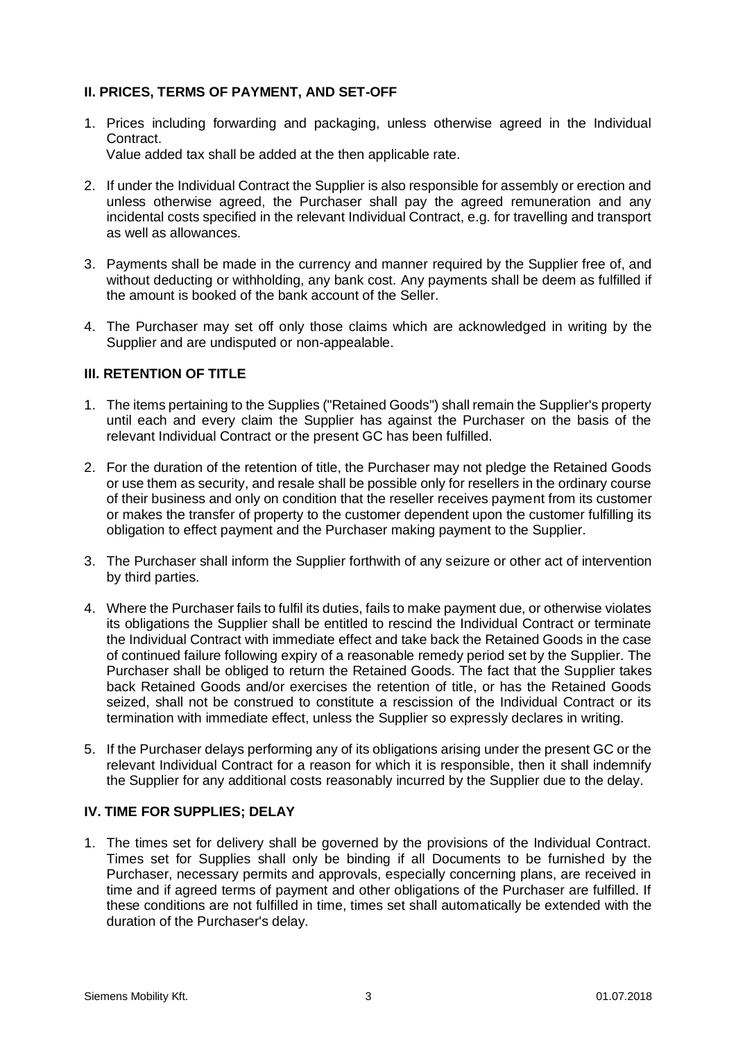## II. PRICES, TERMS OF PAYMENT, AND SET-OFF

1. Prices including forwarding and packaging, unless otherwise agreed in the Individual Contract.
   Value added tax shall be added at the then applicable rate.

2. If under the Individual Contract the Supplier is also responsible for assembly or erection and unless otherwise agreed, the Purchaser shall pay the agreed remuneration and any incidental costs specified in the relevant Individual Contract, e.g. for travelling and transport as well as allowances.

3. Payments shall be made in the currency and manner required by the Supplier free of, and without deducting or withholding, any bank cost. Any payments shall be deem as fulfilled if the amount is booked of the bank account of the Seller.

4. The Purchaser may set off only those claims which are acknowledged in writing by the Supplier and are undisputed or non-appealable.

## III. RETENTION OF TITLE

1. The items pertaining to the Supplies ("Retained Goods") shall remain the Supplier's property until each and every claim the Supplier has against the Purchaser on the basis of the relevant Individual Contract or the present GC has been fulfilled.

2. For the duration of the retention of title, the Purchaser may not pledge the Retained Goods or use them as security, and resale shall be possible only for resellers in the ordinary course of their business and only on condition that the reseller receives payment from its customer or makes the transfer of property to the customer dependent upon the customer fulfilling its obligation to effect payment and the Purchaser making payment to the Supplier.

3. The Purchaser shall inform the Supplier forthwith of any seizure or other act of intervention by third parties.

4. Where the Purchaser fails to fulfil its duties, fails to make payment due, or otherwise violates its obligations the Supplier shall be entitled to rescind the Individual Contract or terminate the Individual Contract with immediate effect and take back the Retained Goods in the case of continued failure following expiry of a reasonable remedy period set by the Supplier. The Purchaser shall be obliged to return the Retained Goods. The fact that the Supplier takes back Retained Goods and/or exercises the retention of title, or has the Retained Goods seized, shall not be construed to constitute a rescission of the Individual Contract or its termination with immediate effect, unless the Supplier so expressly declares in writing.

5. If the Purchaser delays performing any of its obligations arising under the present GC or the relevant Individual Contract for a reason for which it is responsible, then it shall indemnify the Supplier for any additional costs reasonably incurred by the Supplier due to the delay.

## IV. TIME FOR SUPPLIES; DELAY

1. The times set for delivery shall be governed by the provisions of the Individual Contract. Times set for Supplies shall only be binding if all Documents to be furnished by the Purchaser, necessary permits and approvals, especially concerning plans, are received in time and if agreed terms of payment and other obligations of the Purchaser are fulfilled. If these conditions are not fulfilled in time, times set shall automatically be extended with the duration of the Purchaser's delay.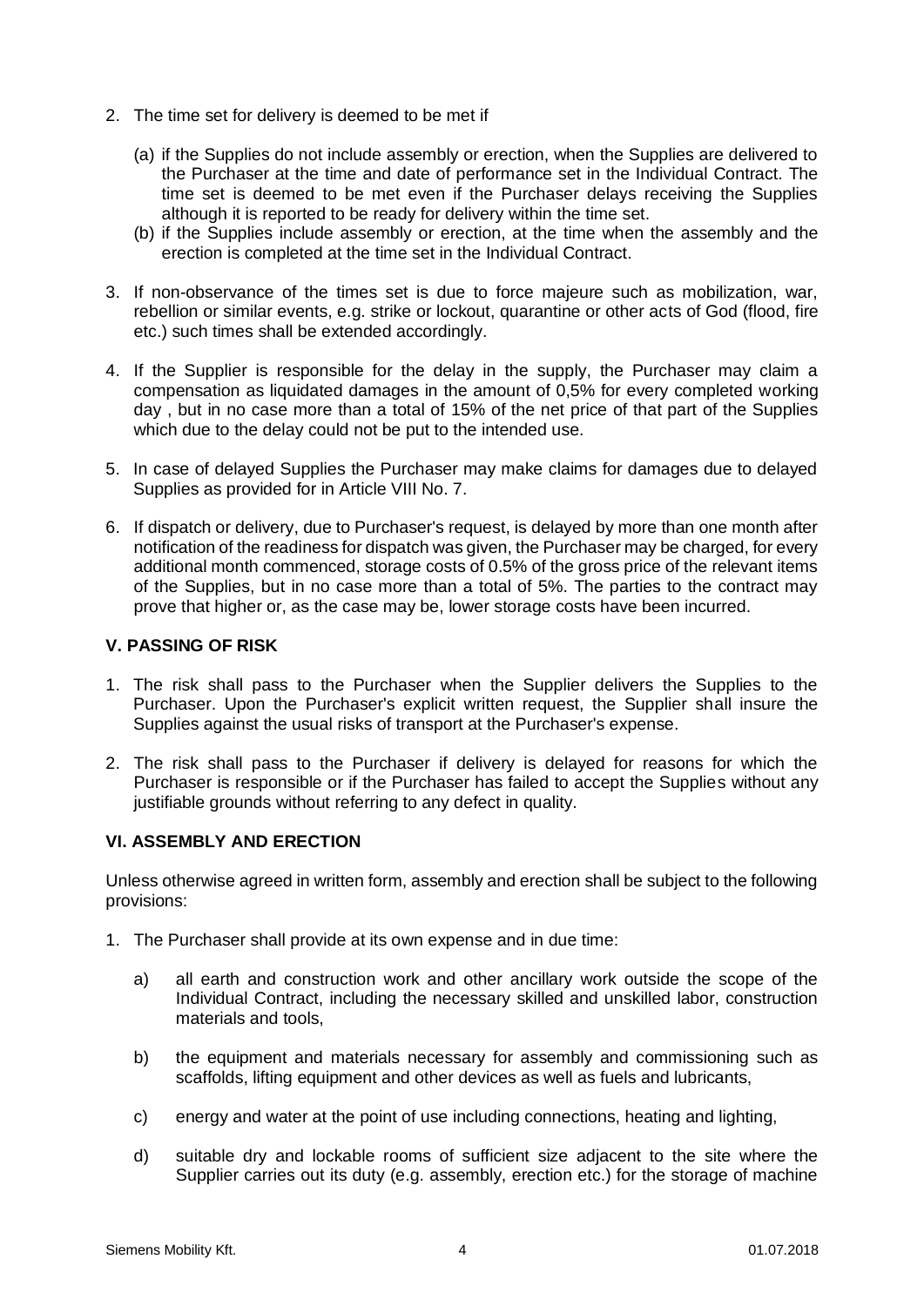2. The time set for delivery is deemed to be met if

   (a) if the Supplies do not include assembly or erection, when the Supplies are delivered to the Purchaser at the time and date of performance set in the Individual Contract. The time set is deemed to be met even if the Purchaser delays receiving the Supplies although it is reported to be ready for delivery within the time set.

   (b) if the Supplies include assembly or erection, at the time when the assembly and the erection is completed at the time set in the Individual Contract.

3. If non-observance of the times set is due to force majeure such as mobilization, war, rebellion or similar events, e.g. strike or lockout, quarantine or other acts of God (flood, fire etc.) such times shall be extended accordingly.

4. If the Supplier is responsible for the delay in the supply, the Purchaser may claim a compensation as liquidated damages in the amount of 0,5% for every completed working day , but in no case more than a total of 15% of the net price of that part of the Supplies which due to the delay could not be put to the intended use.

5. In case of delayed Supplies the Purchaser may make claims for damages due to delayed Supplies as provided for in Article VIII No. 7.

6. If dispatch or delivery, due to Purchaser's request, is delayed by more than one month after notification of the readiness for dispatch was given, the Purchaser may be charged, for every additional month commenced, storage costs of 0.5% of the gross price of the relevant items of the Supplies, but in no case more than a total of 5%. The parties to the contract may prove that higher or, as the case may be, lower storage costs have been incurred.

### V. PASSING OF RISK

1. The risk shall pass to the Purchaser when the Supplier delivers the Supplies to the Purchaser. Upon the Purchaser's explicit written request, the Supplier shall insure the Supplies against the usual risks of transport at the Purchaser's expense.

2. The risk shall pass to the Purchaser if delivery is delayed for reasons for which the Purchaser is responsible or if the Purchaser has failed to accept the Supplies without any justifiable grounds without referring to any defect in quality.

### VI. ASSEMBLY AND ERECTION

Unless otherwise agreed in written form, assembly and erection shall be subject to the following provisions:

1. The Purchaser shall provide at its own expense and in due time:

   a) all earth and construction work and other ancillary work outside the scope of the Individual Contract, including the necessary skilled and unskilled labor, construction materials and tools,

   b) the equipment and materials necessary for assembly and commissioning such as scaffolds, lifting equipment and other devices as well as fuels and lubricants,

   c) energy and water at the point of use including connections, heating and lighting,

   d) suitable dry and lockable rooms of sufficient size adjacent to the site where the Supplier carries out its duty (e.g. assembly, erection etc.) for the storage of machine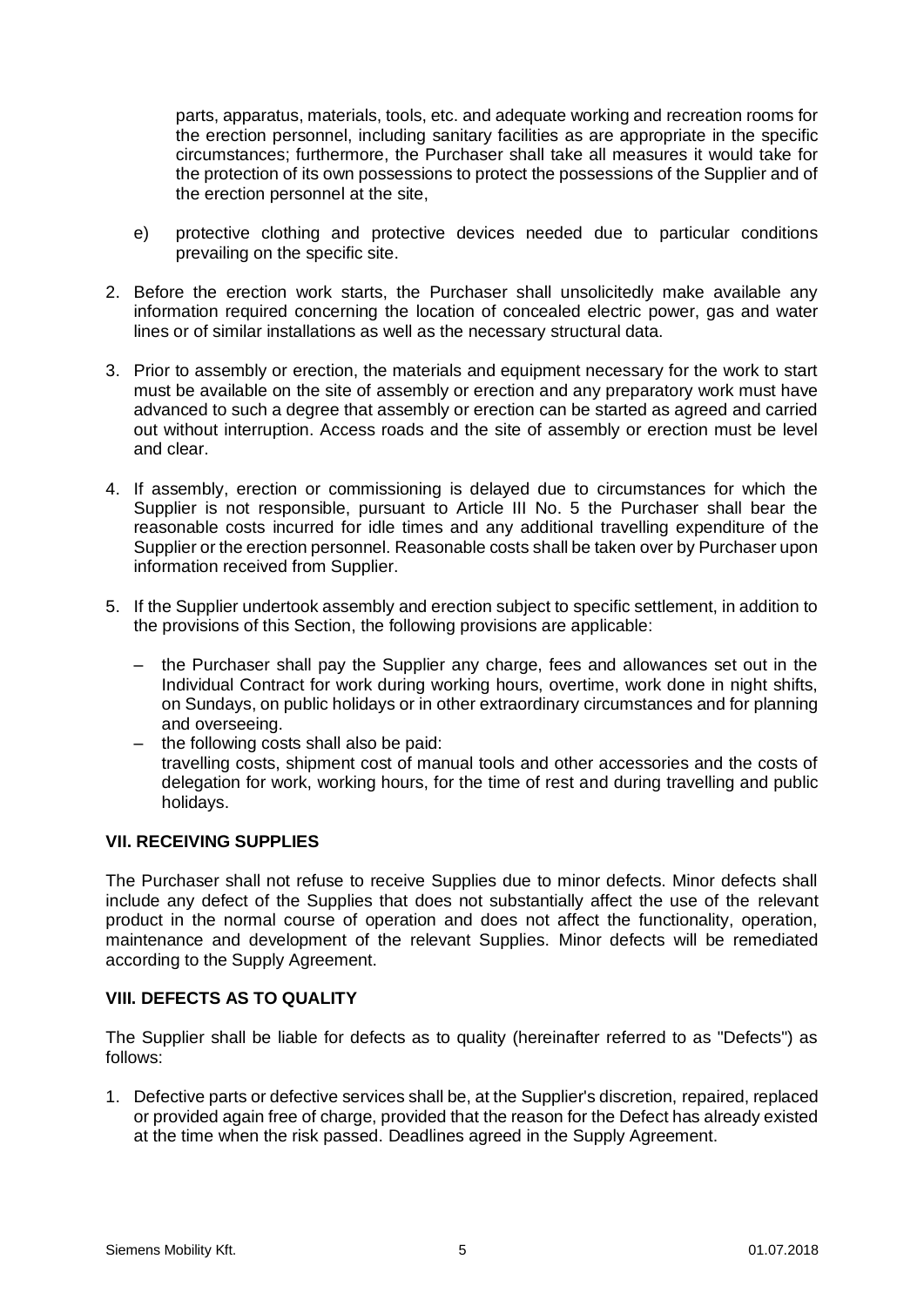parts, apparatus, materials, tools, etc. and adequate working and recreation rooms for the erection personnel, including sanitary facilities as are appropriate in the specific circumstances; furthermore, the Purchaser shall take all measures it would take for the protection of its own possessions to protect the possessions of the Supplier and of the erection personnel at the site,

e) protective clothing and protective devices needed due to particular conditions prevailing on the specific site.

2. Before the erection work starts, the Purchaser shall unsolicitedly make available any information required concerning the location of concealed electric power, gas and water lines or of similar installations as well as the necessary structural data.

3. Prior to assembly or erection, the materials and equipment necessary for the work to start must be available on the site of assembly or erection and any preparatory work must have advanced to such a degree that assembly or erection can be started as agreed and carried out without interruption. Access roads and the site of assembly or erection must be level and clear.

4. If assembly, erection or commissioning is delayed due to circumstances for which the Supplier is not responsible, pursuant to Article III No. 5 the Purchaser shall bear the reasonable costs incurred for idle times and any additional travelling expenditure of the Supplier or the erection personnel. Reasonable costs shall be taken over by Purchaser upon information received from Supplier.

5. If the Supplier undertook assembly and erection subject to specific settlement, in addition to the provisions of this Section, the following provisions are applicable:

   – the Purchaser shall pay the Supplier any charge, fees and allowances set out in the Individual Contract for work during working hours, overtime, work done in night shifts, on Sundays, on public holidays or in other extraordinary circumstances and for planning and overseeing.
   – the following costs shall also be paid:
     travelling costs, shipment cost of manual tools and other accessories and the costs of delegation for work, working hours, for the time of rest and during travelling and public holidays.

### VII. RECEIVING SUPPLIES

The Purchaser shall not refuse to receive Supplies due to minor defects. Minor defects shall include any defect of the Supplies that does not substantially affect the use of the relevant product in the normal course of operation and does not affect the functionality, operation, maintenance and development of the relevant Supplies. Minor defects will be remediated according to the Supply Agreement.

### VIII. DEFECTS AS TO QUALITY

The Supplier shall be liable for defects as to quality (hereinafter referred to as "Defects") as follows:

1. Defective parts or defective services shall be, at the Supplier's discretion, repaired, replaced or provided again free of charge, provided that the reason for the Defect has already existed at the time when the risk passed. Deadlines agreed in the Supply Agreement.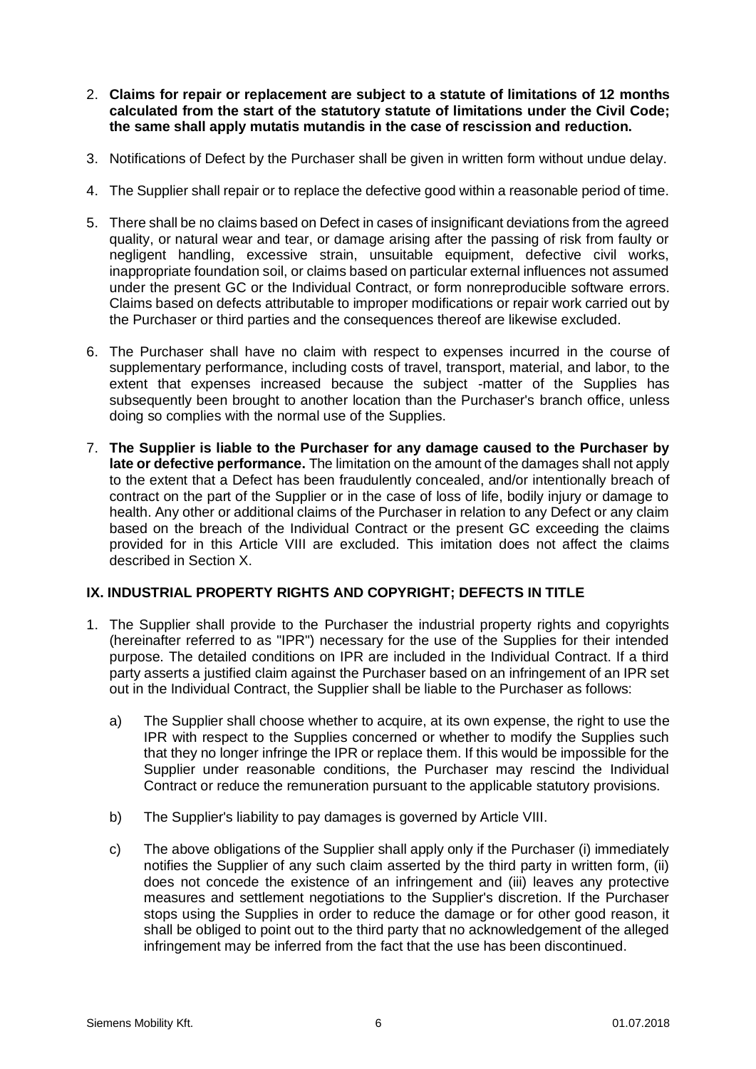2. **Claims for repair or replacement are subject to a statute of limitations of 12 months calculated from the start of the statutory statute of limitations under the Civil Code; the same shall apply mutatis mutandis in the case of rescission and reduction.**

3. Notifications of Defect by the Purchaser shall be given in written form without undue delay.

4. The Supplier shall repair or to replace the defective good within a reasonable period of time.

5. There shall be no claims based on Defect in cases of insignificant deviations from the agreed quality, or natural wear and tear, or damage arising after the passing of risk from faulty or negligent handling, excessive strain, unsuitable equipment, defective civil works, inappropriate foundation soil, or claims based on particular external influences not assumed under the present GC or the Individual Contract, or form nonreproducible software errors. Claims based on defects attributable to improper modifications or repair work carried out by the Purchaser or third parties and the consequences thereof are likewise excluded.

6. The Purchaser shall have no claim with respect to expenses incurred in the course of supplementary performance, including costs of travel, transport, material, and labor, to the extent that expenses increased because the subject -matter of the Supplies has subsequently been brought to another location than the Purchaser's branch office, unless doing so complies with the normal use of the Supplies.

7. **The Supplier is liable to the Purchaser for any damage caused to the Purchaser by late or defective performance.** The limitation on the amount of the damages shall not apply to the extent that a Defect has been fraudulently concealed, and/or intentionally breach of contract on the part of the Supplier or in the case of loss of life, bodily injury or damage to health. Any other or additional claims of the Purchaser in relation to any Defect or any claim based on the breach of the Individual Contract or the present GC exceeding the claims provided for in this Article VIII are excluded. This imitation does not affect the claims described in Section X.

## IX. INDUSTRIAL PROPERTY RIGHTS AND COPYRIGHT; DEFECTS IN TITLE

1. The Supplier shall provide to the Purchaser the industrial property rights and copyrights (hereinafter referred to as "IPR") necessary for the use of the Supplies for their intended purpose. The detailed conditions on IPR are included in the Individual Contract. If a third party asserts a justified claim against the Purchaser based on an infringement of an IPR set out in the Individual Contract, the Supplier shall be liable to the Purchaser as follows:

   a) The Supplier shall choose whether to acquire, at its own expense, the right to use the IPR with respect to the Supplies concerned or whether to modify the Supplies such that they no longer infringe the IPR or replace them. If this would be impossible for the Supplier under reasonable conditions, the Purchaser may rescind the Individual Contract or reduce the remuneration pursuant to the applicable statutory provisions.

   b) The Supplier's liability to pay damages is governed by Article VIII.

   c) The above obligations of the Supplier shall apply only if the Purchaser (i) immediately notifies the Supplier of any such claim asserted by the third party in written form, (ii) does not concede the existence of an infringement and (iii) leaves any protective measures and settlement negotiations to the Supplier's discretion. If the Purchaser stops using the Supplies in order to reduce the damage or for other good reason, it shall be obliged to point out to the third party that no acknowledgement of the alleged infringement may be inferred from the fact that the use has been discontinued.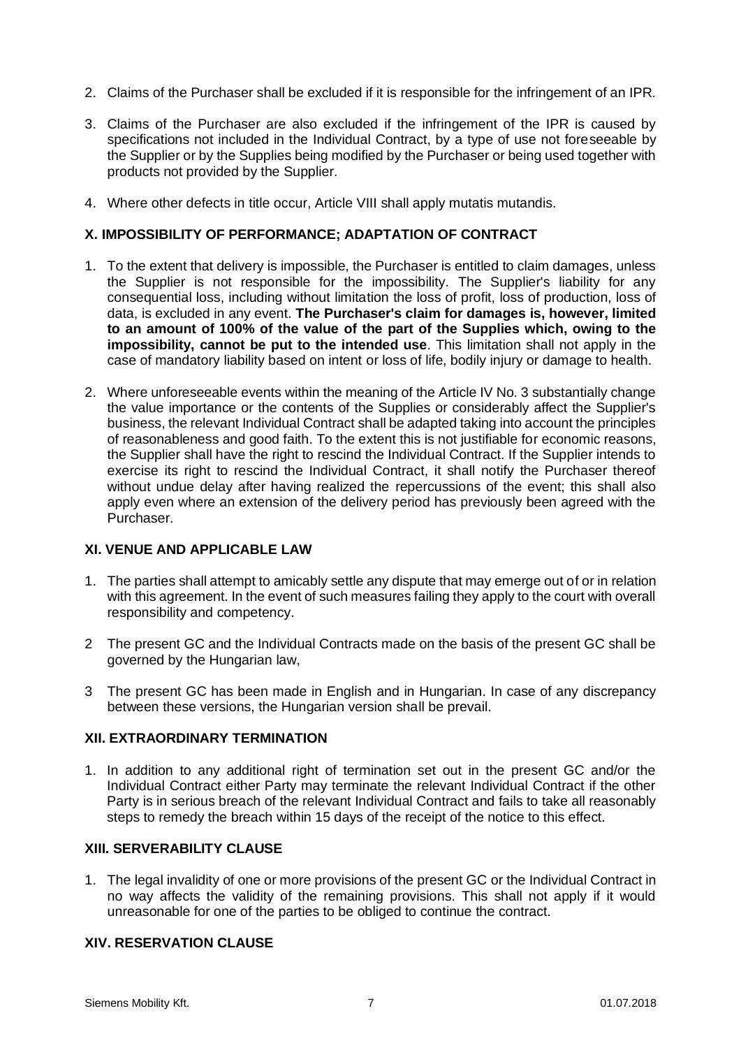2. Claims of the Purchaser shall be excluded if it is responsible for the infringement of an IPR.

3. Claims of the Purchaser are also excluded if the infringement of the IPR is caused by specifications not included in the Individual Contract, by a type of use not foreseeable by the Supplier or by the Supplies being modified by the Purchaser or being used together with products not provided by the Supplier.

4. Where other defects in title occur, Article VIII shall apply mutatis mutandis.

## X. IMPOSSIBILITY OF PERFORMANCE; ADAPTATION OF CONTRACT

1. To the extent that delivery is impossible, the Purchaser is entitled to claim damages, unless the Supplier is not responsible for the impossibility. The Supplier's liability for any consequential loss, including without limitation the loss of profit, loss of production, loss of data, is excluded in any event. **The Purchaser's claim for damages is, however, limited to an amount of 100% of the value of the part of the Supplies which, owing to the impossibility, cannot be put to the intended use**. This limitation shall not apply in the case of mandatory liability based on intent or loss of life, bodily injury or damage to health.

2. Where unforeseeable events within the meaning of the Article IV No. 3 substantially change the value importance or the contents of the Supplies or considerably affect the Supplier's business, the relevant Individual Contract shall be adapted taking into account the principles of reasonableness and good faith. To the extent this is not justifiable for economic reasons, the Supplier shall have the right to rescind the Individual Contract. If the Supplier intends to exercise its right to rescind the Individual Contract, it shall notify the Purchaser thereof without undue delay after having realized the repercussions of the event; this shall also apply even where an extension of the delivery period has previously been agreed with the Purchaser.

## XI. VENUE AND APPLICABLE LAW

1. The parties shall attempt to amicably settle any dispute that may emerge out of or in relation with this agreement. In the event of such measures failing they apply to the court with overall responsibility and competency.

2 The present GC and the Individual Contracts made on the basis of the present GC shall be governed by the Hungarian law,

3 The present GC has been made in English and in Hungarian. In case of any discrepancy between these versions, the Hungarian version shall be prevail.

## XII. EXTRAORDINARY TERMINATION

1. In addition to any additional right of termination set out in the present GC and/or the Individual Contract either Party may terminate the relevant Individual Contract if the other Party is in serious breach of the relevant Individual Contract and fails to take all reasonably steps to remedy the breach within 15 days of the receipt of the notice to this effect.

## XIII. SERVERABILITY CLAUSE

1. The legal invalidity of one or more provisions of the present GC or the Individual Contract in no way affects the validity of the remaining provisions. This shall not apply if it would unreasonable for one of the parties to be obliged to continue the contract.

## XIV. RESERVATION CLAUSE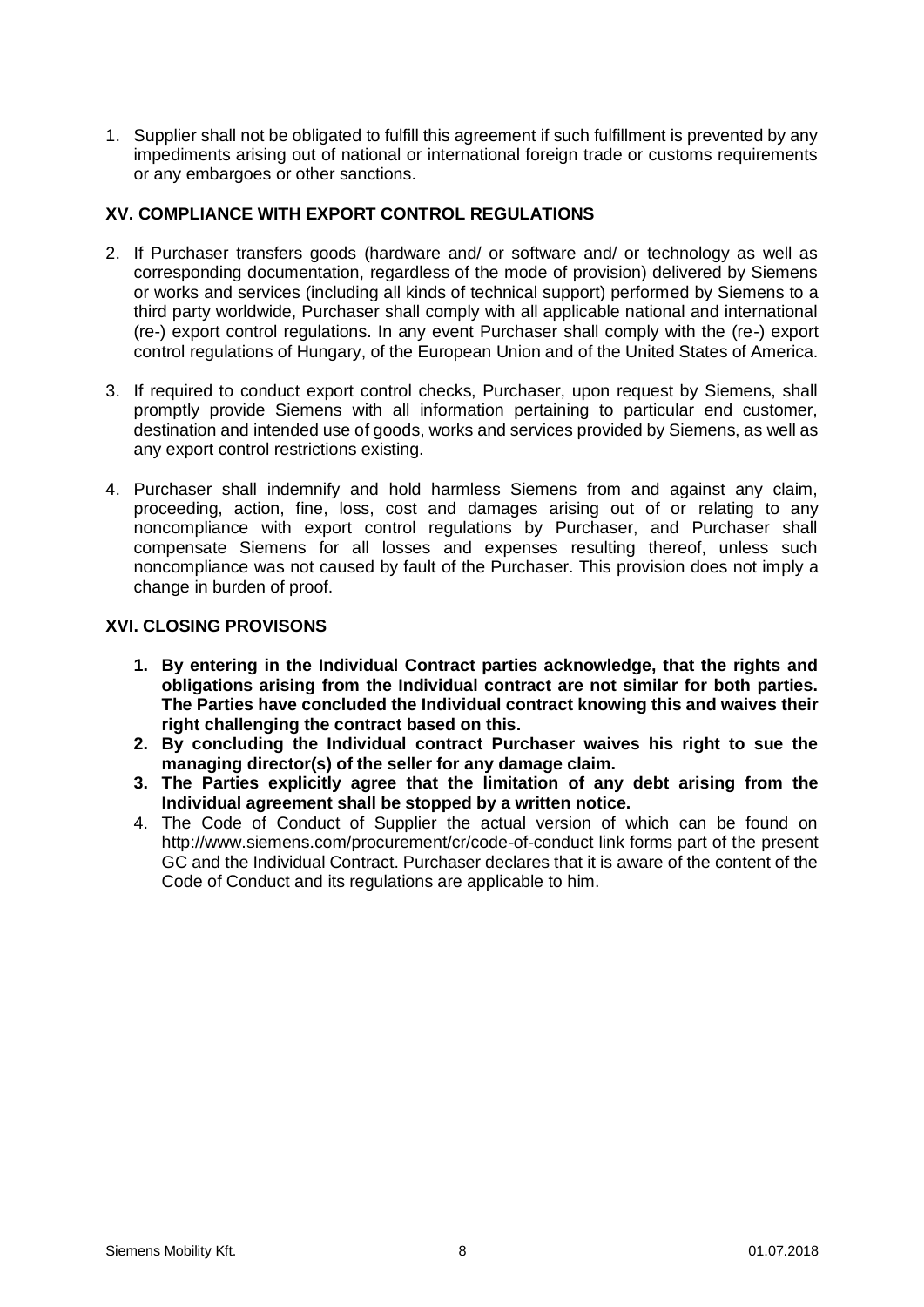1. Supplier shall not be obligated to fulfill this agreement if such fulfillment is prevented by any impediments arising out of national or international foreign trade or customs requirements or any embargoes or other sanctions.

### XV. COMPLIANCE WITH EXPORT CONTROL REGULATIONS

2. If Purchaser transfers goods (hardware and/ or software and/ or technology as well as corresponding documentation, regardless of the mode of provision) delivered by Siemens or works and services (including all kinds of technical support) performed by Siemens to a third party worldwide, Purchaser shall comply with all applicable national and international (re-) export control regulations. In any event Purchaser shall comply with the (re-) export control regulations of Hungary, of the European Union and of the United States of America.

3. If required to conduct export control checks, Purchaser, upon request by Siemens, shall promptly provide Siemens with all information pertaining to particular end customer, destination and intended use of goods, works and services provided by Siemens, as well as any export control restrictions existing.

4. Purchaser shall indemnify and hold harmless Siemens from and against any claim, proceeding, action, fine, loss, cost and damages arising out of or relating to any noncompliance with export control regulations by Purchaser, and Purchaser shall compensate Siemens for all losses and expenses resulting thereof, unless such noncompliance was not caused by fault of the Purchaser. This provision does not imply a change in burden of proof.

### XVI. CLOSING PROVISONS

1. **By entering in the Individual Contract parties acknowledge, that the rights and obligations arising from the Individual contract are not similar for both parties. The Parties have concluded the Individual contract knowing this and waives their right challenging the contract based on this.**
2. **By concluding the Individual contract Purchaser waives his right to sue the managing director(s) of the seller for any damage claim.**
3. **The Parties explicitly agree that the limitation of any debt arising from the Individual agreement shall be stopped by a written notice.**
4. The Code of Conduct of Supplier the actual version of which can be found on http://www.siemens.com/procurement/cr/code-of-conduct link forms part of the present GC and the Individual Contract. Purchaser declares that it is aware of the content of the Code of Conduct and its regulations are applicable to him.